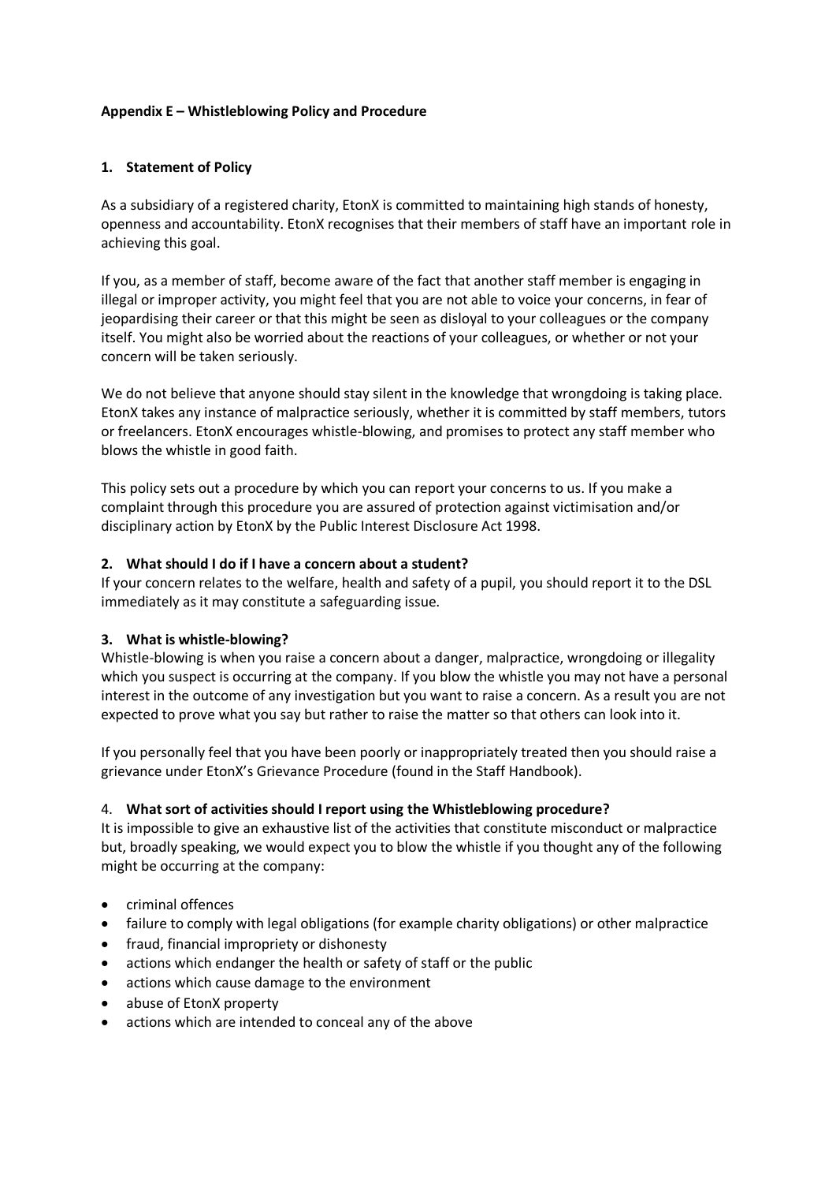**Appendix E – Whistleblowing Policy and Procedure**

## 1. Statement of Policy

As a subsidiary of a registered charity, EtonX is committed to maintaining high stands of honesty, openness and accountability. EtonX recognises that their members of staff have an important role in achieving this goal.

If you, as a member of staff, become aware of the fact that another staff member is engaging in illegal or improper activity, you might feel that you are not able to voice your concerns, in fear of jeopardising their career or that this might be seen as disloyal to your colleagues or the company itself. You might also be worried about the reactions of your colleagues, or whether or not your concern will be taken seriously.

We do not believe that anyone should stay silent in the knowledge that wrongdoing is taking place. EtonX takes any instance of malpractice seriously, whether it is committed by staff members, tutors or freelancers. EtonX encourages whistle-blowing, and promises to protect any staff member who blows the whistle in good faith.

This policy sets out a procedure by which you can report your concerns to us. If you make a complaint through this procedure you are assured of protection against victimisation and/or disciplinary action by EtonX by the Public Interest Disclosure Act 1998.

## 2. What should I do if I have a concern about a student?

If your concern relates to the welfare, health and safety of a pupil, you should report it to the DSL immediately as it may constitute a safeguarding issue.

## 3. What is whistle-blowing?

Whistle-blowing is when you raise a concern about a danger, malpractice, wrongdoing or illegality which you suspect is occurring at the company. If you blow the whistle you may not have a personal interest in the outcome of any investigation but you want to raise a concern. As a result you are not expected to prove what you say but rather to raise the matter so that others can look into it.

If you personally feel that you have been poorly or inappropriately treated then you should raise a grievance under EtonX's Grievance Procedure (found in the Staff Handbook).

## 4. What sort of activities should I report using the Whistleblowing procedure?

It is impossible to give an exhaustive list of the activities that constitute misconduct or malpractice but, broadly speaking, we would expect you to blow the whistle if you thought any of the following might be occurring at the company:

- criminal offences
- failure to comply with legal obligations (for example charity obligations) or other malpractice
- fraud, financial impropriety or dishonesty
- actions which endanger the health or safety of staff or the public
- actions which cause damage to the environment
- abuse of EtonX property
- actions which are intended to conceal any of the above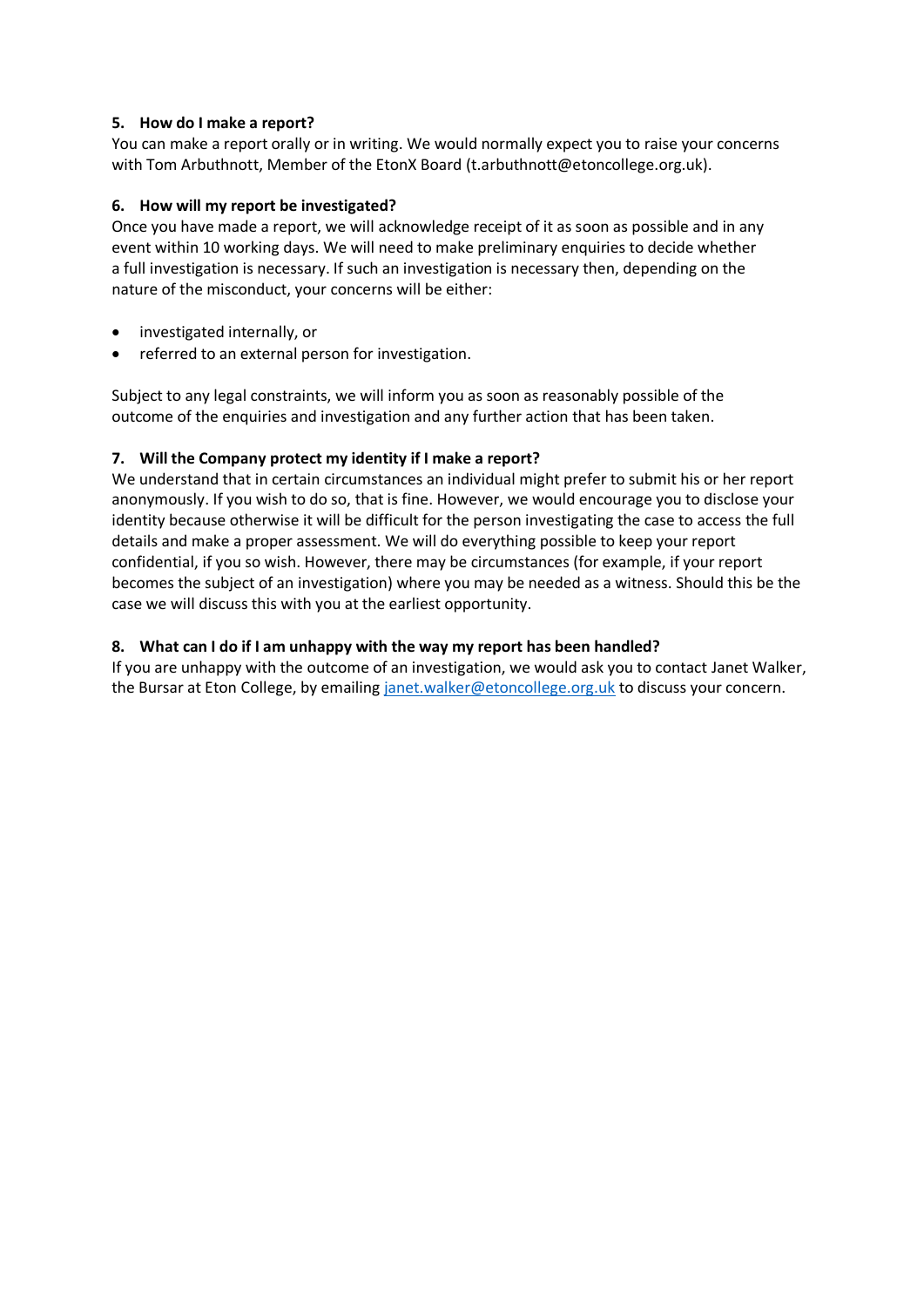### 5. How do I make a report?

You can make a report orally or in writing. We would normally expect you to raise your concerns with Tom Arbuthnott, Member of the EtonX Board (t.arbuthnott@etoncollege.org.uk).

### 6. How will my report be investigated?

Once you have made a report, we will acknowledge receipt of it as soon as possible and in any event within 10 working days. We will need to make preliminary enquiries to decide whether a full investigation is necessary. If such an investigation is necessary then, depending on the nature of the misconduct, your concerns will be either:

- investigated internally, or
- referred to an external person for investigation.

Subject to any legal constraints, we will inform you as soon as reasonably possible of the outcome of the enquiries and investigation and any further action that has been taken.

### 7. Will the Company protect my identity if I make a report?

We understand that in certain circumstances an individual might prefer to submit his or her report anonymously. If you wish to do so, that is fine. However, we would encourage you to disclose your identity because otherwise it will be difficult for the person investigating the case to access the full details and make a proper assessment. We will do everything possible to keep your report confidential, if you so wish. However, there may be circumstances (for example, if your report becomes the subject of an investigation) where you may be needed as a witness. Should this be the case we will discuss this with you at the earliest opportunity.

### 8. What can I do if I am unhappy with the way my report has been handled?

If you are unhappy with the outcome of an investigation, we would ask you to contact Janet Walker, the Bursar at Eton College, by emailing janet.walker@etoncollege.org.uk to discuss your concern.